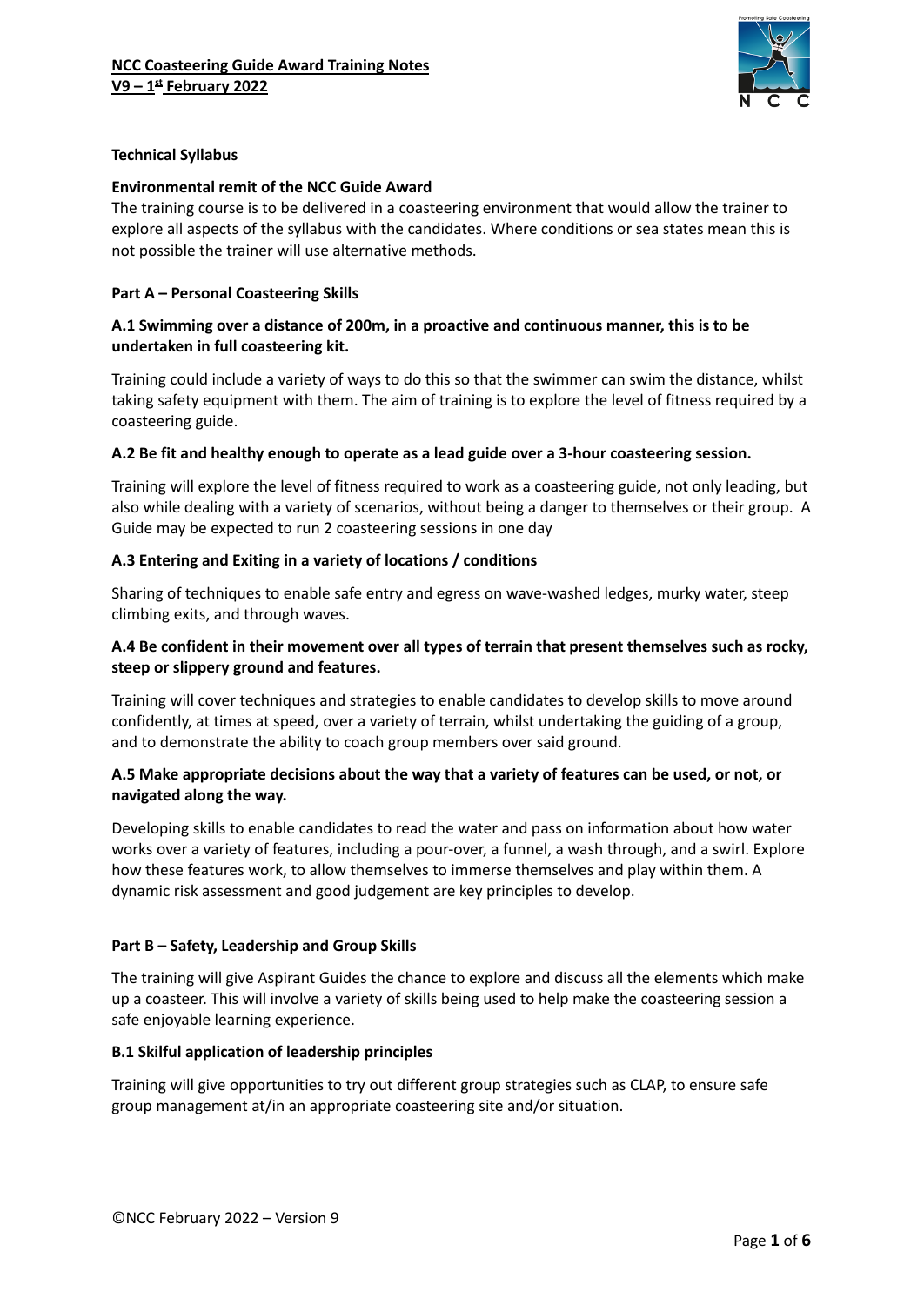**NCC Coasteering Guide Award Training Notes**
**V9 – 1st February 2022**

## Technical Syllabus

### Environmental remit of the NCC Guide Award

The training course is to be delivered in a coasteering environment that would allow the trainer to explore all aspects of the syllabus with the candidates. Where conditions or sea states mean this is not possible the trainer will use alternative methods.

### Part A – Personal Coasteering Skills

#### A.1 Swimming over a distance of 200m, in a proactive and continuous manner, this is to be undertaken in full coasteering kit.

Training could include a variety of ways to do this so that the swimmer can swim the distance, whilst taking safety equipment with them. The aim of training is to explore the level of fitness required by a coasteering guide.

#### A.2 Be fit and healthy enough to operate as a lead guide over a 3-hour coasteering session.

Training will explore the level of fitness required to work as a coasteering guide, not only leading, but also while dealing with a variety of scenarios, without being a danger to themselves or their group. A Guide may be expected to run 2 coasteering sessions in one day

#### A.3 Entering and Exiting in a variety of locations / conditions

Sharing of techniques to enable safe entry and egress on wave-washed ledges, murky water, steep climbing exits, and through waves.

#### A.4 Be confident in their movement over all types of terrain that present themselves such as rocky, steep or slippery ground and features.

Training will cover techniques and strategies to enable candidates to develop skills to move around confidently, at times at speed, over a variety of terrain, whilst undertaking the guiding of a group, and to demonstrate the ability to coach group members over said ground.

#### A.5 Make appropriate decisions about the way that a variety of features can be used, or not, or navigated along the way.

Developing skills to enable candidates to read the water and pass on information about how water works over a variety of features, including a pour-over, a funnel, a wash through, and a swirl. Explore how these features work, to allow themselves to immerse themselves and play within them. A dynamic risk assessment and good judgement are key principles to develop.

### Part B – Safety, Leadership and Group Skills

The training will give Aspirant Guides the chance to explore and discuss all the elements which make up a coasteer. This will involve a variety of skills being used to help make the coasteering session a safe enjoyable learning experience.

#### B.1 Skilful application of leadership principles

Training will give opportunities to try out different group strategies such as CLAP, to ensure safe group management at/in an appropriate coasteering site and/or situation.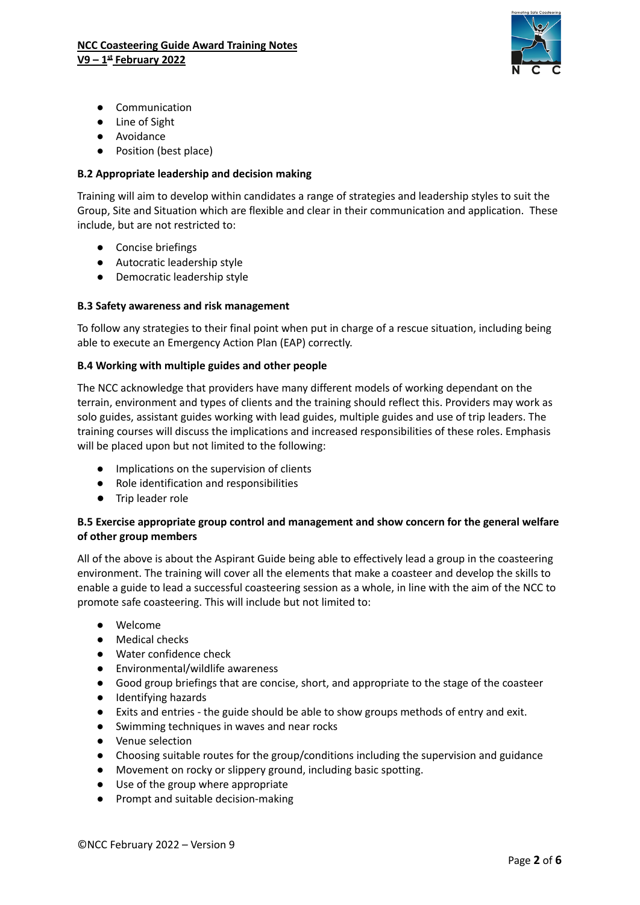- Communication
- Line of Sight
- Avoidance
- Position (best place)

**B.2 Appropriate leadership and decision making**

Training will aim to develop within candidates a range of strategies and leadership styles to suit the Group, Site and Situation which are flexible and clear in their communication and application. These include, but are not restricted to:

- Concise briefings
- Autocratic leadership style
- Democratic leadership style

**B.3 Safety awareness and risk management**

To follow any strategies to their final point when put in charge of a rescue situation, including being able to execute an Emergency Action Plan (EAP) correctly.

**B.4 Working with multiple guides and other people**

The NCC acknowledge that providers have many different models of working dependant on the terrain, environment and types of clients and the training should reflect this. Providers may work as solo guides, assistant guides working with lead guides, multiple guides and use of trip leaders. The training courses will discuss the implications and increased responsibilities of these roles. Emphasis will be placed upon but not limited to the following:

- Implications on the supervision of clients
- Role identification and responsibilities
- Trip leader role

**B.5 Exercise appropriate group control and management and show concern for the general welfare of other group members**

All of the above is about the Aspirant Guide being able to effectively lead a group in the coasteering environment. The training will cover all the elements that make a coasteer and develop the skills to enable a guide to lead a successful coasteering session as a whole, in line with the aim of the NCC to promote safe coasteering. This will include but not limited to:

- Welcome
- Medical checks
- Water confidence check
- Environmental/wildlife awareness
- Good group briefings that are concise, short, and appropriate to the stage of the coasteer
- Identifying hazards
- Exits and entries - the guide should be able to show groups methods of entry and exit.
- Swimming techniques in waves and near rocks
- Venue selection
- Choosing suitable routes for the group/conditions including the supervision and guidance
- Movement on rocky or slippery ground, including basic spotting.
- Use of the group where appropriate
- Prompt and suitable decision-making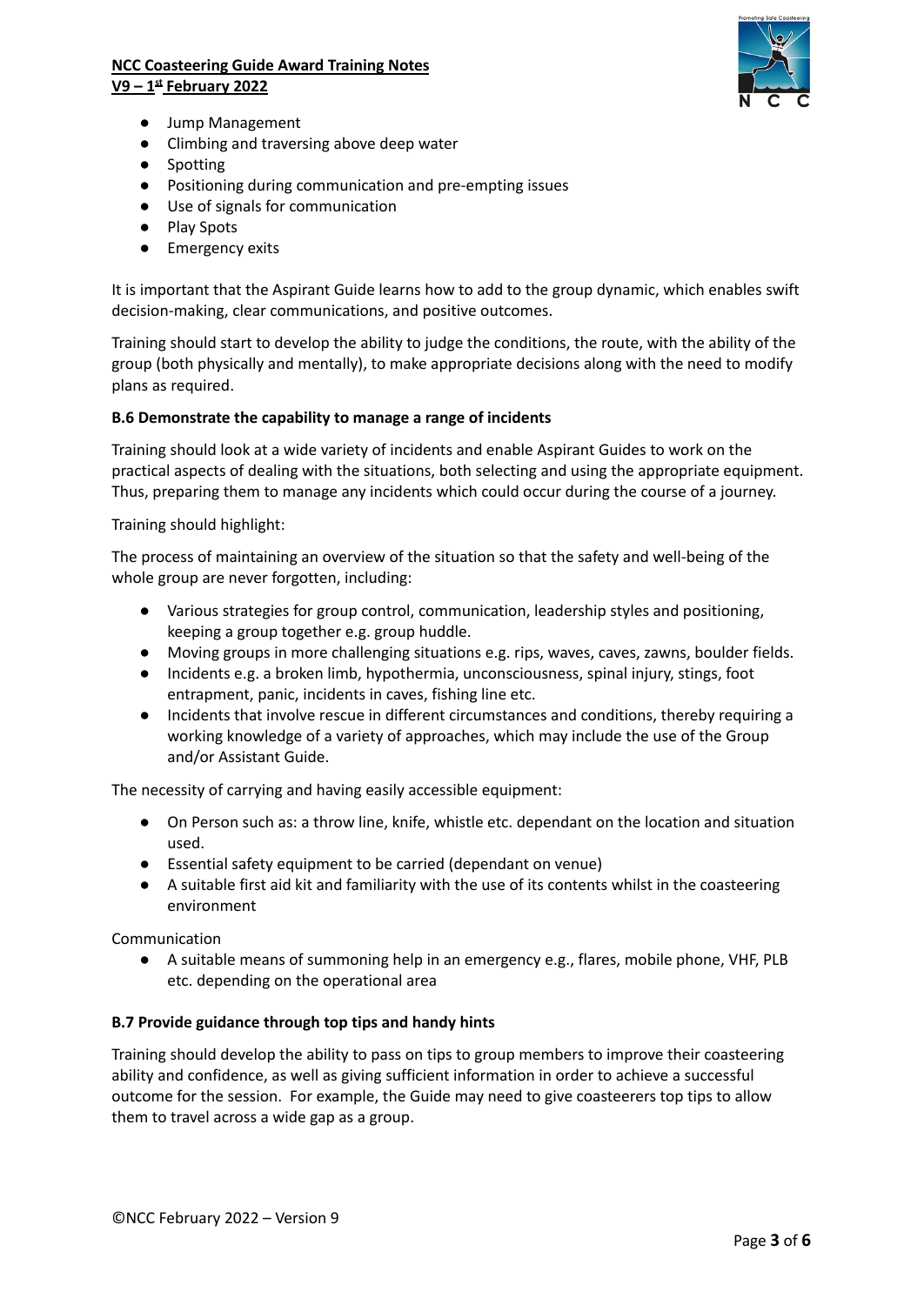- Jump Management
- Climbing and traversing above deep water
- Spotting
- Positioning during communication and pre-empting issues
- Use of signals for communication
- Play Spots
- Emergency exits

It is important that the Aspirant Guide learns how to add to the group dynamic, which enables swift decision-making, clear communications, and positive outcomes.

Training should start to develop the ability to judge the conditions, the route, with the ability of the group (both physically and mentally), to make appropriate decisions along with the need to modify plans as required.

**B.6 Demonstrate the capability to manage a range of incidents**

Training should look at a wide variety of incidents and enable Aspirant Guides to work on the practical aspects of dealing with the situations, both selecting and using the appropriate equipment. Thus, preparing them to manage any incidents which could occur during the course of a journey.

Training should highlight:

The process of maintaining an overview of the situation so that the safety and well-being of the whole group are never forgotten, including:

- Various strategies for group control, communication, leadership styles and positioning, keeping a group together e.g. group huddle.
- Moving groups in more challenging situations e.g. rips, waves, caves, zawns, boulder fields.
- Incidents e.g. a broken limb, hypothermia, unconsciousness, spinal injury, stings, foot entrapment, panic, incidents in caves, fishing line etc.
- Incidents that involve rescue in different circumstances and conditions, thereby requiring a working knowledge of a variety of approaches, which may include the use of the Group and/or Assistant Guide.

The necessity of carrying and having easily accessible equipment:

- On Person such as: a throw line, knife, whistle etc. dependant on the location and situation used.
- Essential safety equipment to be carried (dependant on venue)
- A suitable first aid kit and familiarity with the use of its contents whilst in the coasteering environment

Communication

- A suitable means of summoning help in an emergency e.g., flares, mobile phone, VHF, PLB etc. depending on the operational area

**B.7 Provide guidance through top tips and handy hints**

Training should develop the ability to pass on tips to group members to improve their coasteering ability and confidence, as well as giving sufficient information in order to achieve a successful outcome for the session. For example, the Guide may need to give coasteerers top tips to allow them to travel across a wide gap as a group.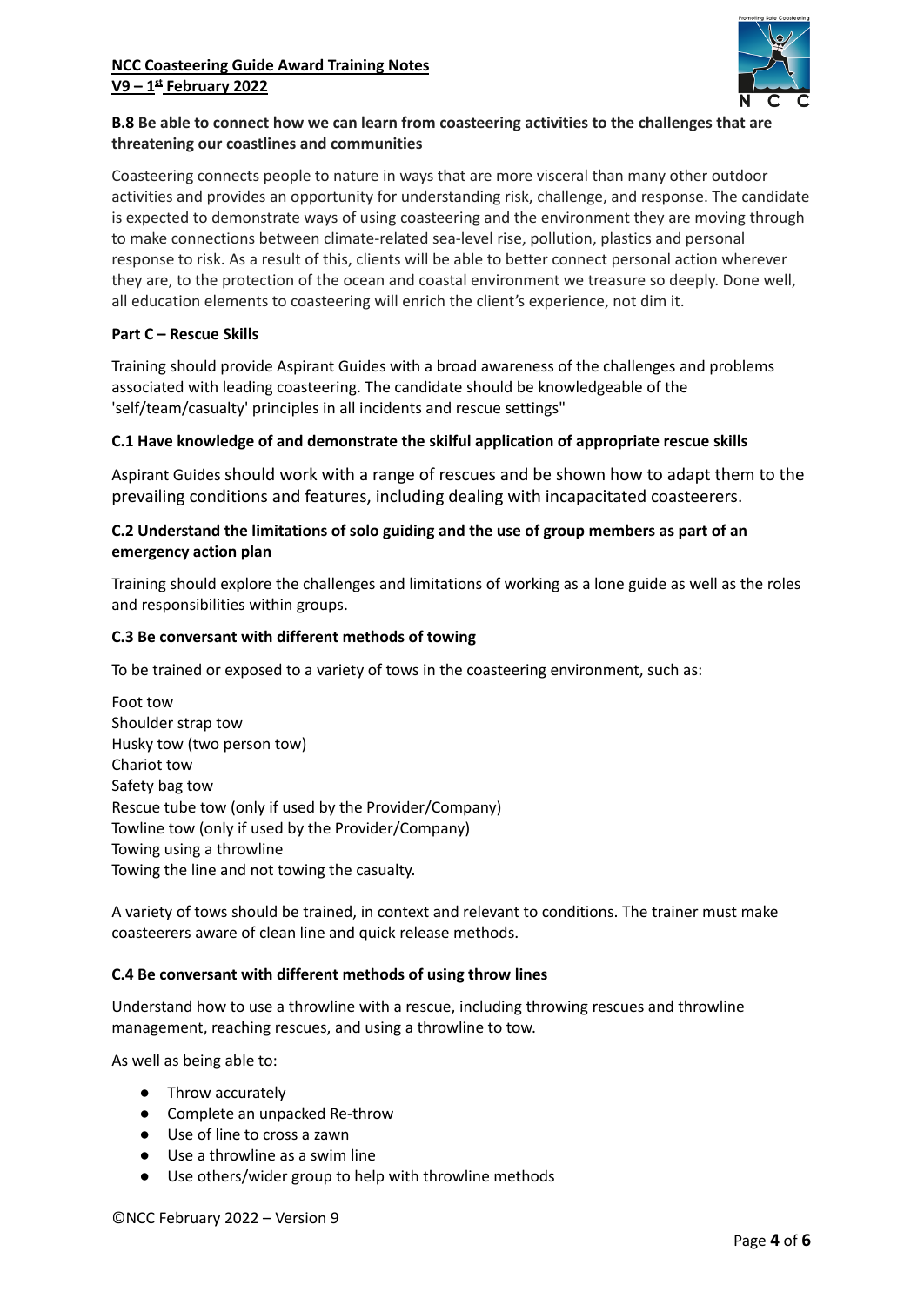**B.8 Be able to connect how we can learn from coasteering activities to the challenges that are threatening our coastlines and communities**

Coasteering connects people to nature in ways that are more visceral than many other outdoor activities and provides an opportunity for understanding risk, challenge, and response. The candidate is expected to demonstrate ways of using coasteering and the environment they are moving through to make connections between climate-related sea-level rise, pollution, plastics and personal response to risk. As a result of this, clients will be able to better connect personal action wherever they are, to the protection of the ocean and coastal environment we treasure so deeply. Done well, all education elements to coasteering will enrich the client's experience, not dim it.

**Part C – Rescue Skills**

Training should provide Aspirant Guides with a broad awareness of the challenges and problems associated with leading coasteering. The candidate should be knowledgeable of the 'self/team/casualty' principles in all incidents and rescue settings"

**C.1 Have knowledge of and demonstrate the skilful application of appropriate rescue skills**

Aspirant Guides should work with a range of rescues and be shown how to adapt them to the prevailing conditions and features, including dealing with incapacitated coasteerers.

**C.2 Understand the limitations of solo guiding and the use of group members as part of an emergency action plan**

Training should explore the challenges and limitations of working as a lone guide as well as the roles and responsibilities within groups.

**C.3 Be conversant with different methods of towing**

To be trained or exposed to a variety of tows in the coasteering environment, such as:

Foot tow
Shoulder strap tow
Husky tow (two person tow)
Chariot tow
Safety bag tow
Rescue tube tow (only if used by the Provider/Company)
Towline tow (only if used by the Provider/Company)
Towing using a throwline
Towing the line and not towing the casualty.

A variety of tows should be trained, in context and relevant to conditions. The trainer must make coasteerers aware of clean line and quick release methods.

**C.4 Be conversant with different methods of using throw lines**

Understand how to use a throwline with a rescue, including throwing rescues and throwline management, reaching rescues, and using a throwline to tow.

As well as being able to:

- Throw accurately
- Complete an unpacked Re-throw
- Use of line to cross a zawn
- Use a throwline as a swim line
- Use others/wider group to help with throwline methods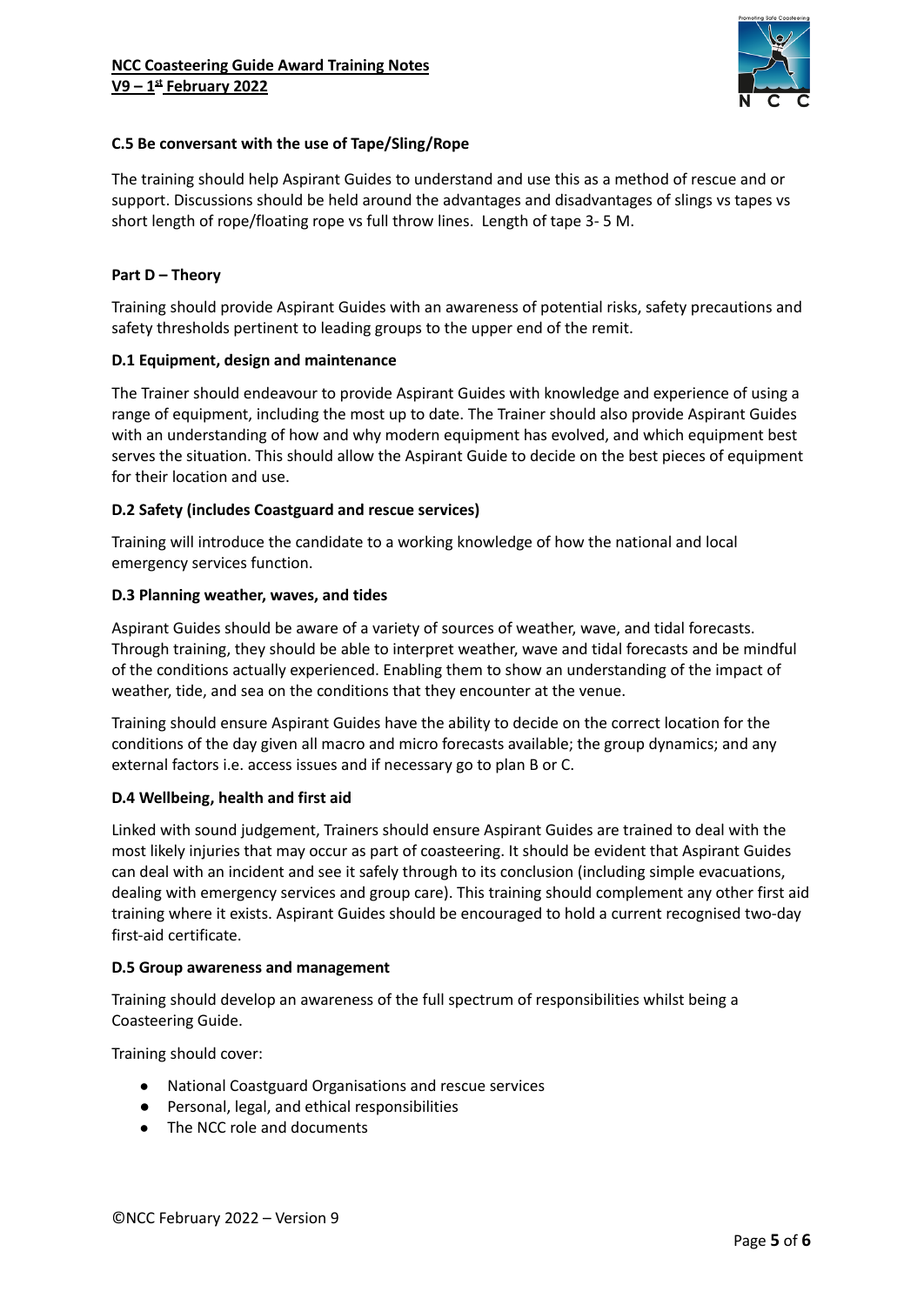**C.5 Be conversant with the use of Tape/Sling/Rope**

The training should help Aspirant Guides to understand and use this as a method of rescue and or support. Discussions should be held around the advantages and disadvantages of slings vs tapes vs short length of rope/floating rope vs full throw lines. Length of tape 3- 5 M.

**Part D – Theory**

Training should provide Aspirant Guides with an awareness of potential risks, safety precautions and safety thresholds pertinent to leading groups to the upper end of the remit.

**D.1 Equipment, design and maintenance**

The Trainer should endeavour to provide Aspirant Guides with knowledge and experience of using a range of equipment, including the most up to date. The Trainer should also provide Aspirant Guides with an understanding of how and why modern equipment has evolved, and which equipment best serves the situation. This should allow the Aspirant Guide to decide on the best pieces of equipment for their location and use.

**D.2 Safety (includes Coastguard and rescue services)**

Training will introduce the candidate to a working knowledge of how the national and local emergency services function.

**D.3 Planning weather, waves, and tides**

Aspirant Guides should be aware of a variety of sources of weather, wave, and tidal forecasts. Through training, they should be able to interpret weather, wave and tidal forecasts and be mindful of the conditions actually experienced. Enabling them to show an understanding of the impact of weather, tide, and sea on the conditions that they encounter at the venue.

Training should ensure Aspirant Guides have the ability to decide on the correct location for the conditions of the day given all macro and micro forecasts available; the group dynamics; and any external factors i.e. access issues and if necessary go to plan B or C.

**D.4 Wellbeing, health and first aid**

Linked with sound judgement, Trainers should ensure Aspirant Guides are trained to deal with the most likely injuries that may occur as part of coasteering. It should be evident that Aspirant Guides can deal with an incident and see it safely through to its conclusion (including simple evacuations, dealing with emergency services and group care). This training should complement any other first aid training where it exists. Aspirant Guides should be encouraged to hold a current recognised two-day first-aid certificate.

**D.5 Group awareness and management**

Training should develop an awareness of the full spectrum of responsibilities whilst being a Coasteering Guide.

Training should cover:

- National Coastguard Organisations and rescue services
- Personal, legal, and ethical responsibilities
- The NCC role and documents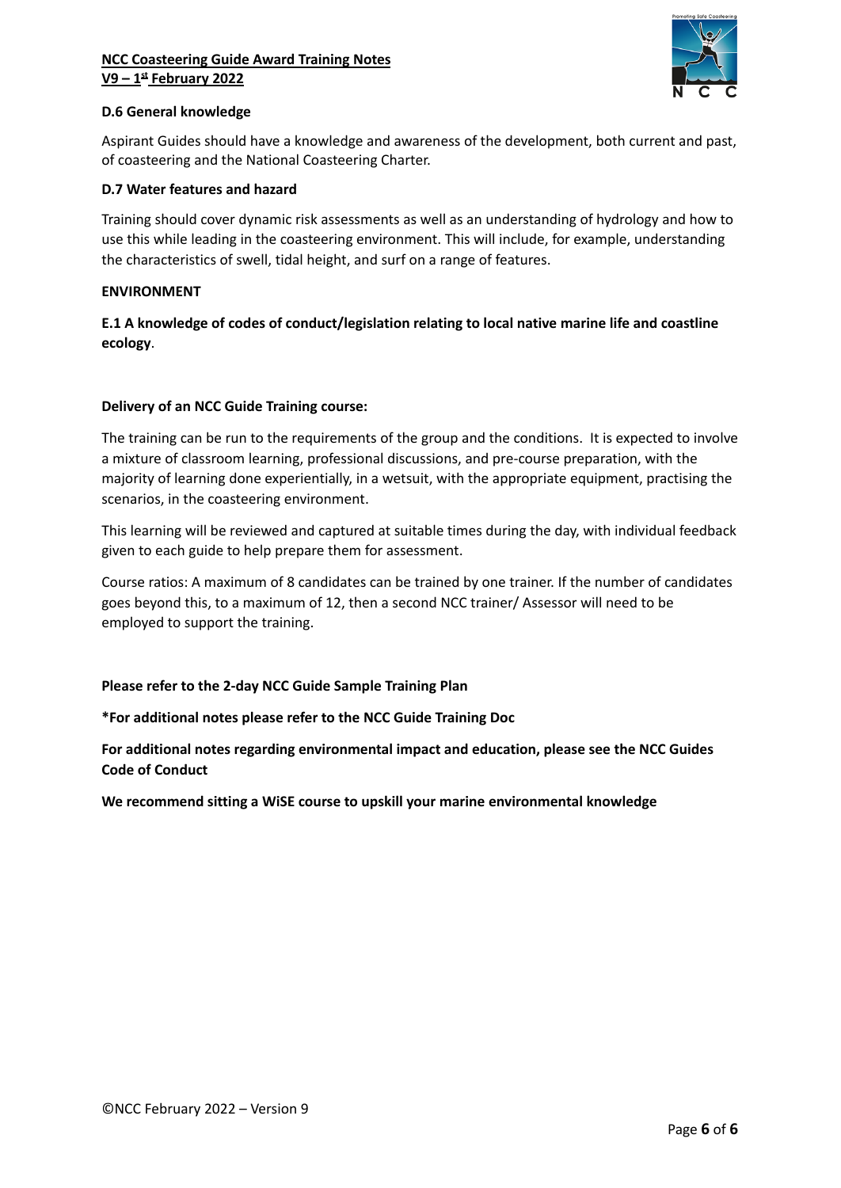**D.6 General knowledge**

Aspirant Guides should have a knowledge and awareness of the development, both current and past, of coasteering and the National Coasteering Charter.

**D.7 Water features and hazard**

Training should cover dynamic risk assessments as well as an understanding of hydrology and how to use this while leading in the coasteering environment. This will include, for example, understanding the characteristics of swell, tidal height, and surf on a range of features.

**ENVIRONMENT**

**E.1 A knowledge of codes of conduct/legislation relating to local native marine life and coastline ecology**.

**Delivery of an NCC Guide Training course:**

The training can be run to the requirements of the group and the conditions. It is expected to involve a mixture of classroom learning, professional discussions, and pre-course preparation, with the majority of learning done experientially, in a wetsuit, with the appropriate equipment, practising the scenarios, in the coasteering environment.

This learning will be reviewed and captured at suitable times during the day, with individual feedback given to each guide to help prepare them for assessment.

Course ratios: A maximum of 8 candidates can be trained by one trainer. If the number of candidates goes beyond this, to a maximum of 12, then a second NCC trainer/ Assessor will need to be employed to support the training.

**Please refer to the 2-day NCC Guide Sample Training Plan**

**\*For additional notes please refer to the NCC Guide Training Doc**

**For additional notes regarding environmental impact and education, please see the NCC Guides Code of Conduct**

**We recommend sitting a WiSE course to upskill your marine environmental knowledge**